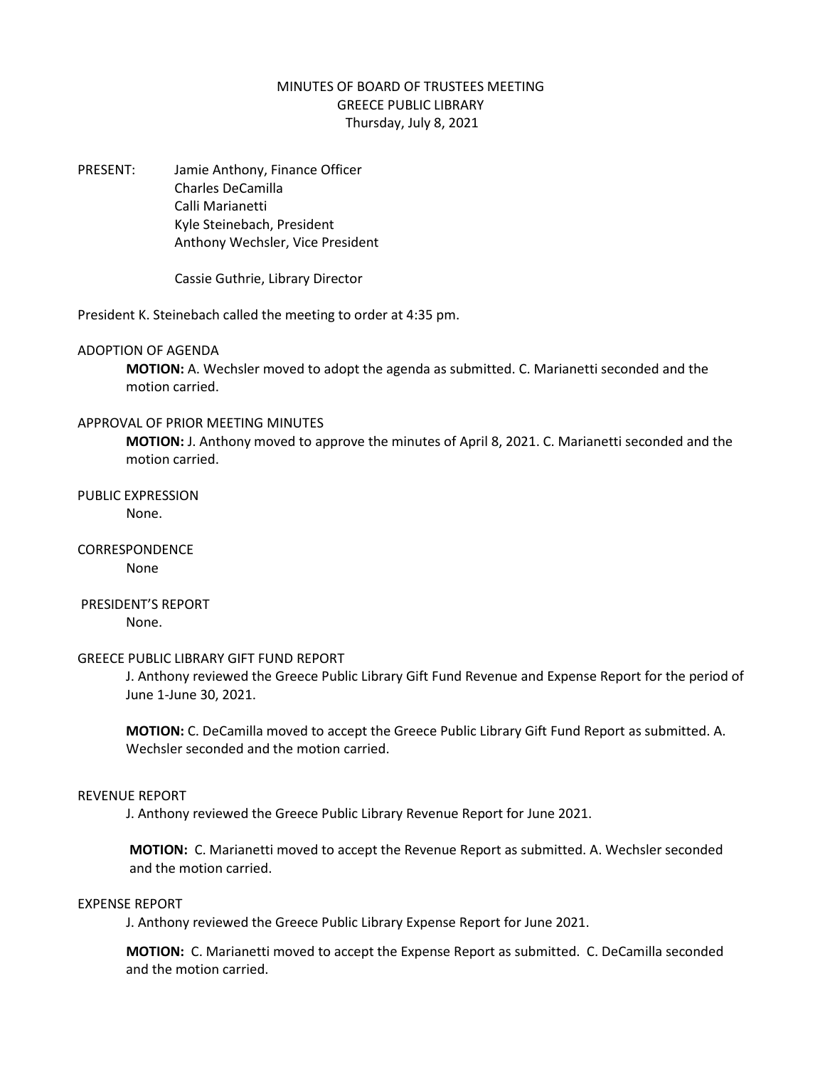# MINUTES OF BOARD OF TRUSTEES MEETING
## GREECE PUBLIC LIBRARY
### Thursday, July 8, 2021

PRESENT: Jamie Anthony, Finance Officer
Charles DeCamilla
Calli Marianetti
Kyle Steinebach, President
Anthony Wechsler, Vice President

Cassie Guthrie, Library Director

President K. Steinebach called the meeting to order at 4:35 pm.

ADOPTION OF AGENDA

**MOTION:** A. Wechsler moved to adopt the agenda as submitted. C. Marianetti seconded and the motion carried.

APPROVAL OF PRIOR MEETING MINUTES

**MOTION:** J. Anthony moved to approve the minutes of April 8, 2021. C. Marianetti seconded and the motion carried.

PUBLIC EXPRESSION

None.

CORRESPONDENCE

None

PRESIDENT'S REPORT

None.

GREECE PUBLIC LIBRARY GIFT FUND REPORT

J. Anthony reviewed the Greece Public Library Gift Fund Revenue and Expense Report for the period of June 1-June 30, 2021.

**MOTION:** C. DeCamilla moved to accept the Greece Public Library Gift Fund Report as submitted. A. Wechsler seconded and the motion carried.

REVENUE REPORT

J. Anthony reviewed the Greece Public Library Revenue Report for June 2021.

**MOTION:** C. Marianetti moved to accept the Revenue Report as submitted. A. Wechsler seconded and the motion carried.

EXPENSE REPORT

J. Anthony reviewed the Greece Public Library Expense Report for June 2021.

**MOTION:** C. Marianetti moved to accept the Expense Report as submitted. C. DeCamilla seconded and the motion carried.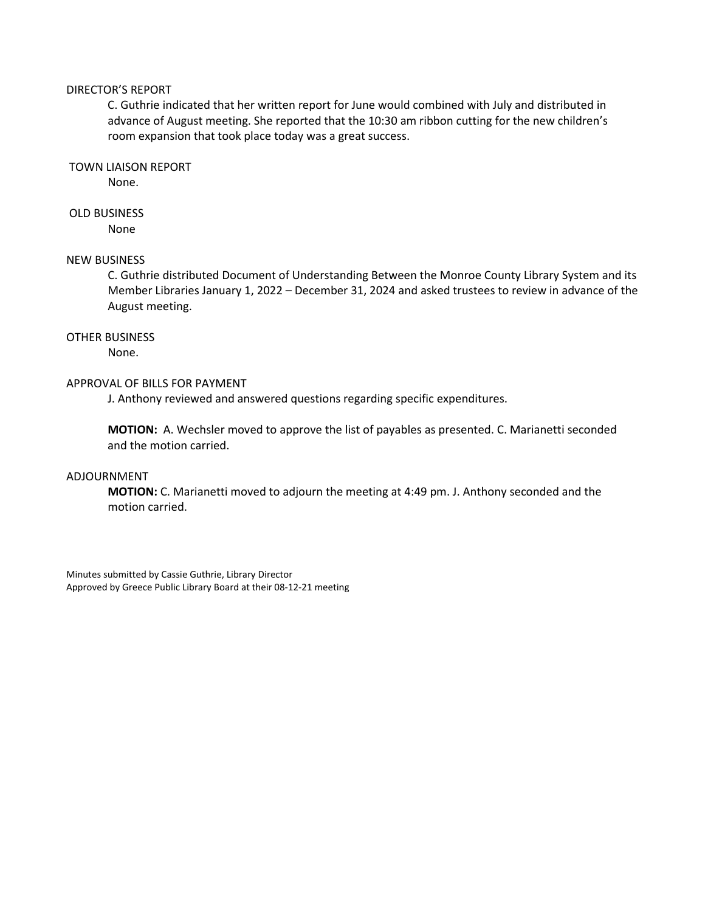DIRECTOR'S REPORT

C. Guthrie indicated that her written report for June would combined with July and distributed in advance of August meeting. She reported that the 10:30 am ribbon cutting for the new children's room expansion that took place today was a great success.

TOWN LIAISON REPORT

None.

OLD BUSINESS

None

NEW BUSINESS

C. Guthrie distributed Document of Understanding Between the Monroe County Library System and its Member Libraries January 1, 2022 – December 31, 2024 and asked trustees to review in advance of the August meeting.

OTHER BUSINESS

None.

APPROVAL OF BILLS FOR PAYMENT

J. Anthony reviewed and answered questions regarding specific expenditures.

**MOTION:** A. Wechsler moved to approve the list of payables as presented. C. Marianetti seconded and the motion carried.

ADJOURNMENT

**MOTION:** C. Marianetti moved to adjourn the meeting at 4:49 pm. J. Anthony seconded and the motion carried.

Minutes submitted by Cassie Guthrie, Library Director
Approved by Greece Public Library Board at their 08-12-21 meeting